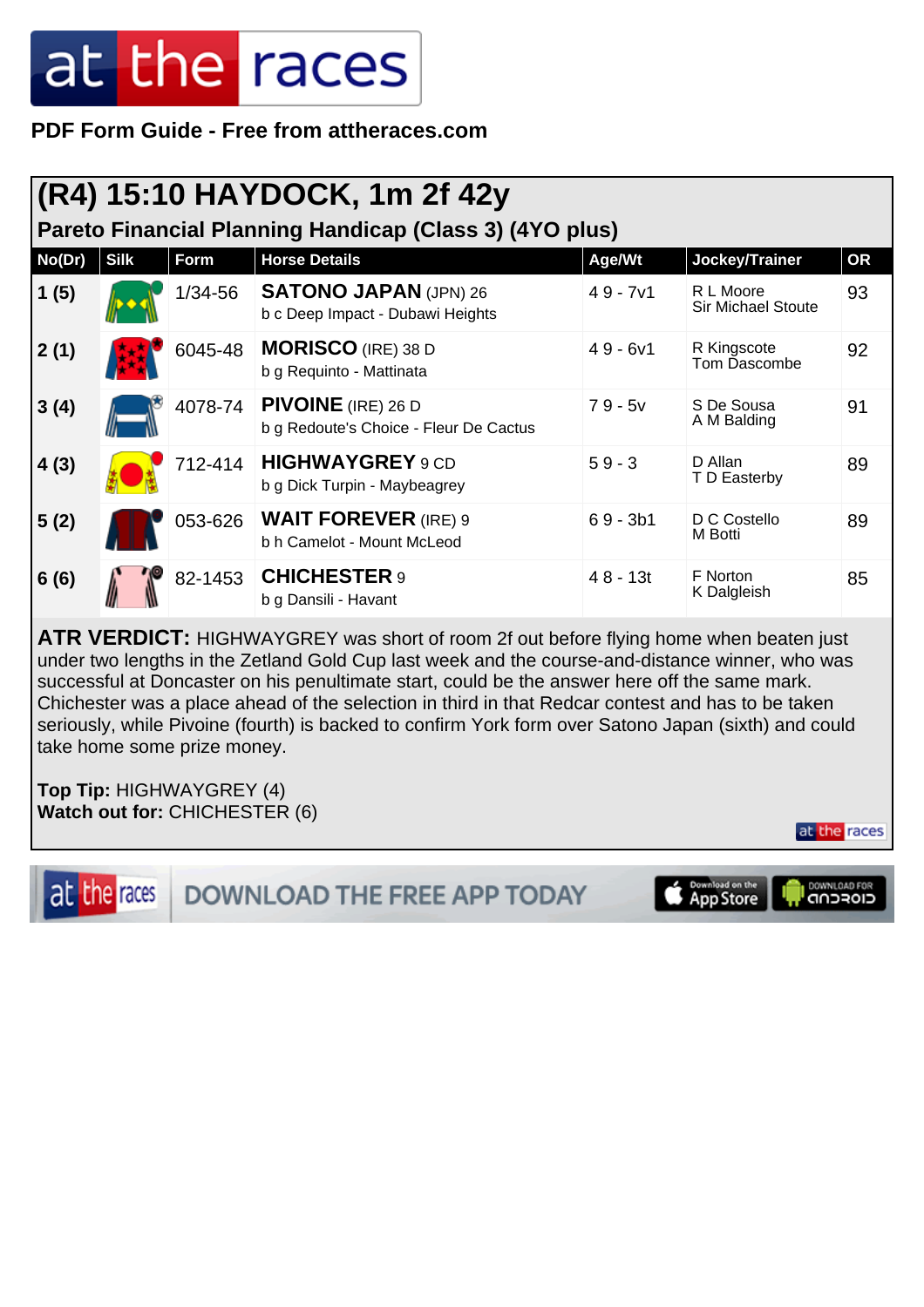PDF Form Guide - Free from attheraces.com

# (R4) 15:10 HAYDOCK, 1m 2f 42y

## Pareto Financial Planning Handicap (Class 3) (4YO plus)

| No(Dr) | Silk | Form | Horse Details | Age/Wt | Jockey/Trainer | OR |
|---|---|---|---|---|---|---|
| 1 (5) | | 1/34-56 | **SATONO JAPAN** (JPN) 26<br>b c Deep Impact - Dubawi Heights | 4 9 - 7v1 | R L Moore<br>Sir Michael Stoute | 93 |
| 2 (1) | | 6045-48 | **MORISCO** (IRE) 38 D<br>b g Requinto - Mattinata | 4 9 - 6v1 | R Kingscote<br>Tom Dascombe | 92 |
| 3 (4) | | 4078-74 | **PIVOINE** (IRE) 26 D<br>b g Redoute's Choice - Fleur De Cactus | 7 9 - 5v | S De Sousa<br>A M Balding | 91 |
| 4 (3) | | 712-414 | **HIGHWAYGREY** 9 CD<br>b g Dick Turpin - Maybeagrey | 5 9 - 3 | D Allan<br>T D Easterby | 89 |
| 5 (2) | | 053-626 | **WAIT FOREVER** (IRE) 9<br>b h Camelot - Mount McLeod | 6 9 - 3b1 | D C Costello<br>M Botti | 89 |
| 6 (6) | | 82-1453 | **CHICHESTER** 9<br>b g Dansili - Havant | 4 8 - 13t | F Norton<br>K Dalgleish | 85 |

**ATR VERDICT:** HIGHWAYGREY was short of room 2f out before flying home when beaten just under two lengths in the Zetland Gold Cup last week and the course-and-distance winner, who was successful at Doncaster on his penultimate start, could be the answer here off the same mark. Chichester was a place ahead of the selection in third in that Redcar contest and has to be taken seriously, while Pivoine (fourth) is backed to confirm York form over Satono Japan (sixth) and could take home some prize money.

**Top Tip:** HIGHWAYGREY (4)
**Watch out for:** CHICHESTER (6)

DOWNLOAD THE FREE APP TODAY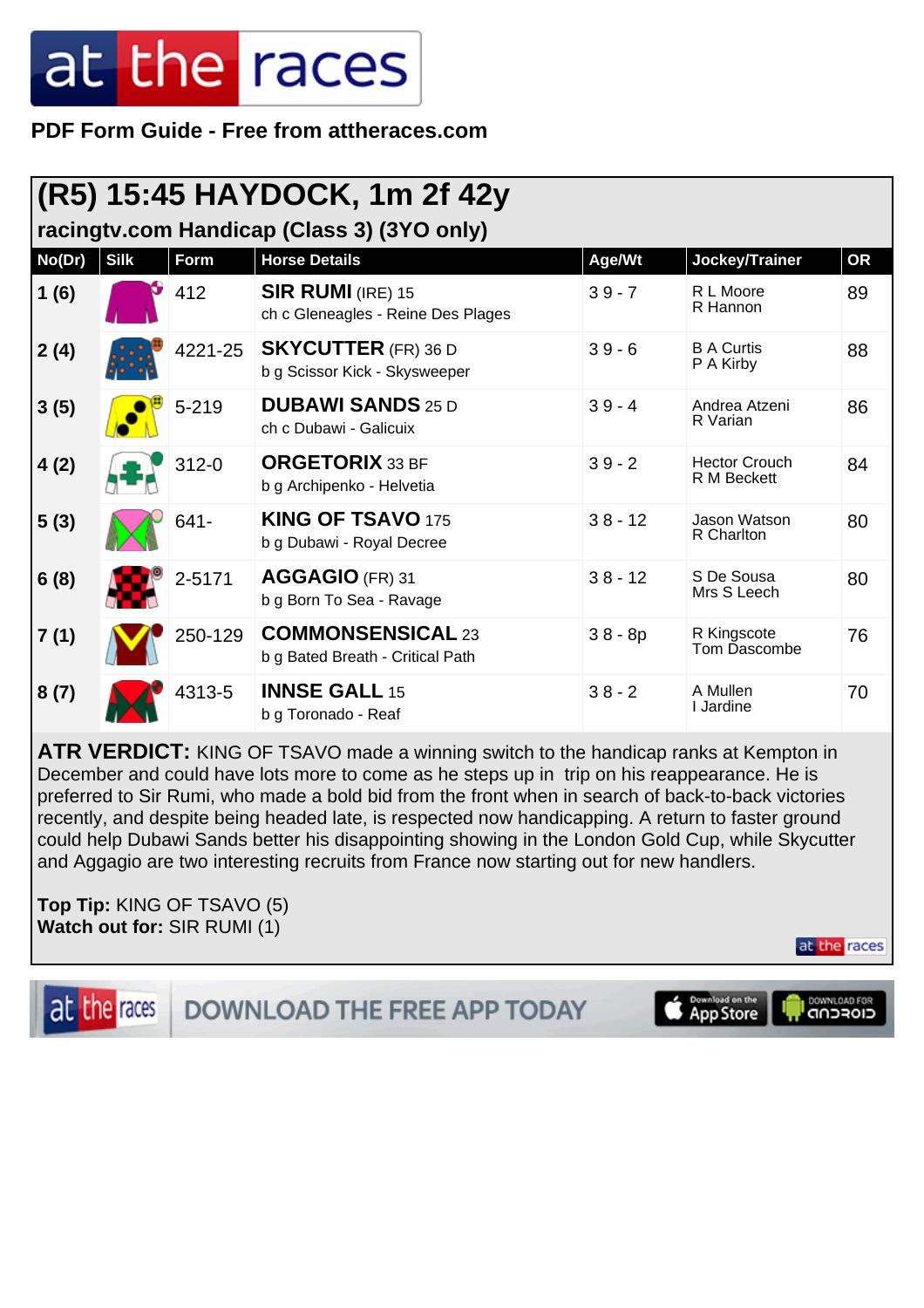PDF Form Guide - Free from attheraces.com

## (R5) 15:45 HAYDOCK, 1m 2f 42y

### racingtv.com Handicap (Class 3) (3YO only)

| No(Dr) | Silk | Form | Horse Details | Age/Wt | Jockey/Trainer | OR |
|---|---|---|---|---|---|---|
| 1 (6) | | 412 | **SIR RUMI** (IRE) 15<br>ch c Gleneagles - Reine Des Plages | 3 9 - 7 | R L Moore<br>R Hannon | 89 |
| 2 (4) | | 4221-25 | **SKYCUTTER** (FR) 36 D<br>b g Scissor Kick - Skysweeper | 3 9 - 6 | B A Curtis<br>P A Kirby | 88 |
| 3 (5) | | 5-219 | **DUBAWI SANDS** 25 D<br>ch c Dubawi - Galicuix | 3 9 - 4 | Andrea Atzeni<br>R Varian | 86 |
| 4 (2) | | 312-0 | **ORGETORIX** 33 BF<br>b g Archipenko - Helvetia | 3 9 - 2 | Hector Crouch<br>R M Beckett | 84 |
| 5 (3) | | 641- | **KING OF TSAVO** 175<br>b g Dubawi - Royal Decree | 3 8 - 12 | Jason Watson<br>R Charlton | 80 |
| 6 (8) | | 2-5171 | **AGGAGIO** (FR) 31<br>b g Born To Sea - Ravage | 3 8 - 12 | S De Sousa<br>Mrs S Leech | 80 |
| 7 (1) | | 250-129 | **COMMONSENSICAL** 23<br>b g Bated Breath - Critical Path | 3 8 - 8p | R Kingscote<br>Tom Dascombe | 76 |
| 8 (7) | | 4313-5 | **INNSE GALL** 15<br>b g Toronado - Reaf | 3 8 - 2 | A Mullen<br>I Jardine | 70 |

**ATR VERDICT:** KING OF TSAVO made a winning switch to the handicap ranks at Kempton in December and could have lots more to come as he steps up in trip on his reappearance. He is preferred to Sir Rumi, who made a bold bid from the front when in search of back-to-back victories recently, and despite being headed late, is respected now handicapping. A return to faster ground could help Dubawi Sands better his disappointing showing in the London Gold Cup, while Skycutter and Aggagio are two interesting recruits from France now starting out for new handlers.

**Top Tip:** KING OF TSAVO (5)
**Watch out for:** SIR RUMI (1)

DOWNLOAD THE FREE APP TODAY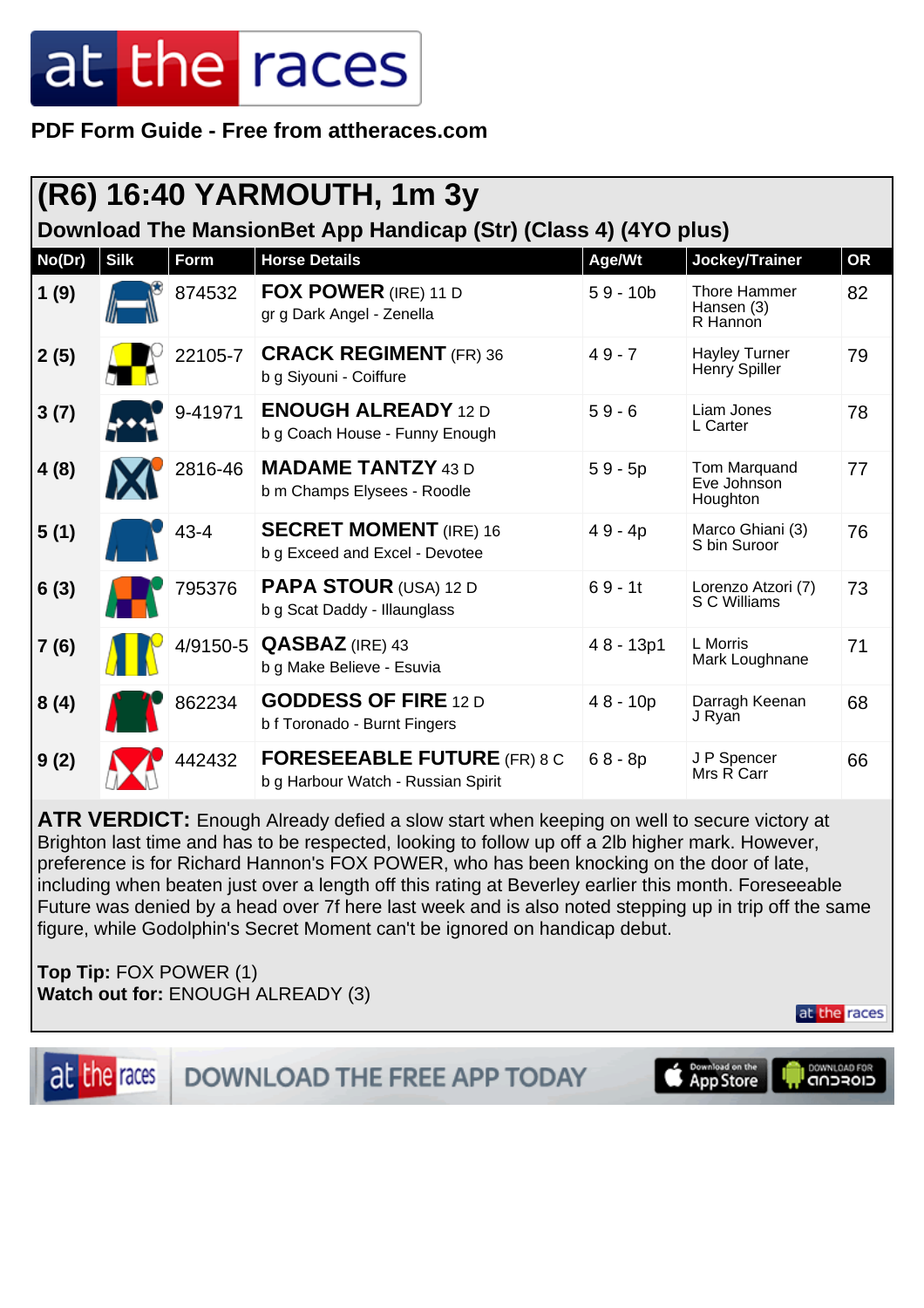at the races

**PDF Form Guide - Free from attheraces.com**

## (R6) 16:40 YARMOUTH, 1m 3y

### Download The MansionBet App Handicap (Str) (Class 4) (4YO plus)

| No(Dr) | Silk | Form | Horse Details | Age/Wt | Jockey/Trainer | OR |
|---|---|---|---|---|---|---|
| 1 (9) | | 874532 | **FOX POWER** (IRE) 11 D<br>gr g Dark Angel - Zenella | 5 9 - 10b | Thore Hammer Hansen (3)<br>R Hannon | 82 |
| 2 (5) | | 22105-7 | **CRACK REGIMENT** (FR) 36<br>b g Siyouni - Coiffure | 4 9 - 7 | Hayley Turner<br>Henry Spiller | 79 |
| 3 (7) | | 9-41971 | **ENOUGH ALREADY** 12 D<br>b g Coach House - Funny Enough | 5 9 - 6 | Liam Jones<br>L Carter | 78 |
| 4 (8) | | 2816-46 | **MADAME TANTZY** 43 D<br>b m Champs Elysees - Roodle | 5 9 - 5p | Tom Marquand<br>Eve Johnson Houghton | 77 |
| 5 (1) | | 43-4 | **SECRET MOMENT** (IRE) 16<br>b g Exceed and Excel - Devotee | 4 9 - 4p | Marco Ghiani (3)<br>S bin Suroor | 76 |
| 6 (3) | | 795376 | **PAPA STOUR** (USA) 12 D<br>b g Scat Daddy - Illaunglass | 6 9 - 1t | Lorenzo Atzori (7)<br>S C Williams | 73 |
| 7 (6) | | 4/9150-5 | **QASBAZ** (IRE) 43<br>b g Make Believe - Esuvia | 4 8 - 13p1 | L Morris<br>Mark Loughnane | 71 |
| 8 (4) | | 862234 | **GODDESS OF FIRE** 12 D<br>b f Toronado - Burnt Fingers | 4 8 - 10p | Darragh Keenan<br>J Ryan | 68 |
| 9 (2) | | 442432 | **FORESEEABLE FUTURE** (FR) 8 C<br>b g Harbour Watch - Russian Spirit | 6 8 - 8p | J P Spencer<br>Mrs R Carr | 66 |

**ATR VERDICT:** Enough Already defied a slow start when keeping on well to secure victory at Brighton last time and has to be respected, looking to follow up off a 2lb higher mark. However, preference is for Richard Hannon's FOX POWER, who has been knocking on the door of late, including when beaten just over a length off this rating at Beverley earlier this month. Foreseeable Future was denied by a head over 7f here last week and is also noted stepping up in trip off the same figure, while Godolphin's Secret Moment can't be ignored on handicap debut.

**Top Tip:** FOX POWER (1)
**Watch out for:** ENOUGH ALREADY (3)

DOWNLOAD THE FREE APP TODAY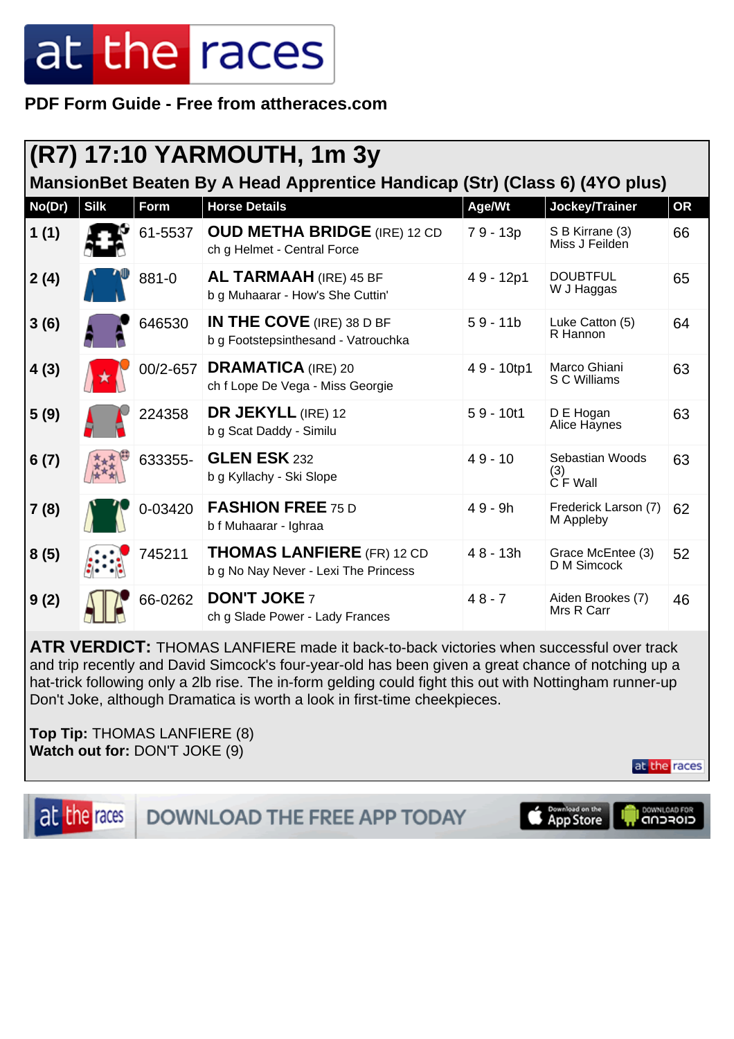PDF Form Guide - Free from attheraces.com

# (R7) 17:10 YARMOUTH, 1m 3y

## MansionBet Beaten By A Head Apprentice Handicap (Str) (Class 6) (4YO plus)

| No(Dr) | Silk | Form | Horse Details | Age/Wt | Jockey/Trainer | OR |
|---|---|---|---|---|---|---|
| 1 (1) | | 61-5537 | **OUD METHA BRIDGE** (IRE) 12 CD<br>ch g Helmet - Central Force | 7 9 - 13p | S B Kirrane (3)<br>Miss J Feilden | 66 |
| 2 (4) | | 881-0 | **AL TARMAAH** (IRE) 45 BF<br>b g Muhaarar - How's She Cuttin' | 4 9 - 12p1 | DOUBTFUL<br>W J Haggas | 65 |
| 3 (6) | | 646530 | **IN THE COVE** (IRE) 38 D BF<br>b g Footstepsinthesand - Vatrouchka | 5 9 - 11b | Luke Catton (5)<br>R Hannon | 64 |
| 4 (3) | | 00/2-657 | **DRAMATICA** (IRE) 20<br>ch f Lope De Vega - Miss Georgie | 4 9 - 10tp1 | Marco Ghiani<br>S C Williams | 63 |
| 5 (9) | | 224358 | **DR JEKYLL** (IRE) 12<br>b g Scat Daddy - Similu | 5 9 - 10t1 | D E Hogan<br>Alice Haynes | 63 |
| 6 (7) | | 633355- | **GLEN ESK** 232<br>b g Kyllachy - Ski Slope | 4 9 - 10 | Sebastian Woods (3)<br>C F Wall | 63 |
| 7 (8) | | 0-03420 | **FASHION FREE** 75 D<br>b f Muhaarar - Ighraa | 4 9 - 9h | Frederick Larson (7)<br>M Appleby | 62 |
| 8 (5) | | 745211 | **THOMAS LANFIERE** (FR) 12 CD<br>b g No Nay Never - Lexi The Princess | 4 8 - 13h | Grace McEntee (3)<br>D M Simcock | 52 |
| 9 (2) | | 66-0262 | **DON'T JOKE** 7<br>ch g Slade Power - Lady Frances | 4 8 - 7 | Aiden Brookes (7)<br>Mrs R Carr | 46 |

**ATR VERDICT:** THOMAS LANFIERE made it back-to-back victories when successful over track and trip recently and David Simcock's four-year-old has been given a great chance of notching up a hat-trick following only a 2lb rise. The in-form gelding could fight this out with Nottingham runner-up Don't Joke, although Dramatica is worth a look in first-time cheekpieces.

**Top Tip:** THOMAS LANFIERE (8)
**Watch out for:** DON'T JOKE (9)

DOWNLOAD THE FREE APP TODAY